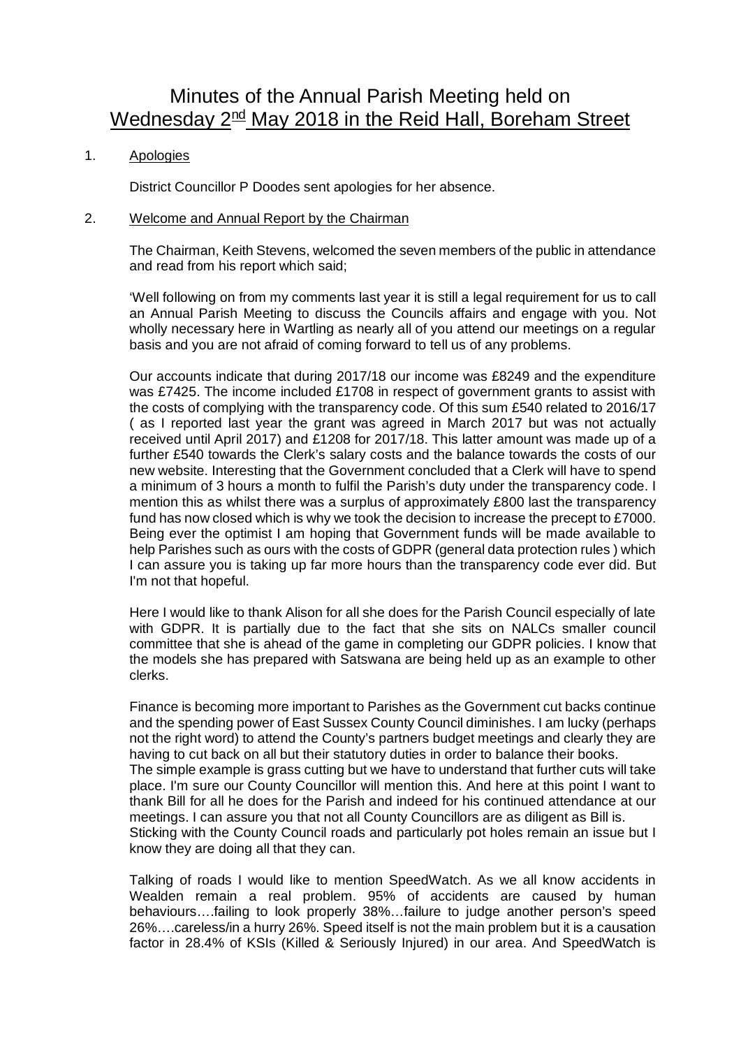# Minutes of the Annual Parish Meeting held on Wednesday 2nd May 2018 in the Reid Hall, Boreham Street

1. Apologies

District Councillor P Doodes sent apologies for her absence.

2. Welcome and Annual Report by the Chairman

The Chairman, Keith Stevens, welcomed the seven members of the public in attendance and read from his report which said;

'Well following on from my comments last year it is still a legal requirement for us to call an Annual Parish Meeting to discuss the Councils affairs and engage with you. Not wholly necessary here in Wartling as nearly all of you attend our meetings on a regular basis and you are not afraid of coming forward to tell us of any problems.

Our accounts indicate that during 2017/18 our income was £8249 and the expenditure was £7425. The income included £1708 in respect of government grants to assist with the costs of complying with the transparency code. Of this sum £540 related to 2016/17 ( as I reported last year the grant was agreed in March 2017 but was not actually received until April 2017) and £1208 for 2017/18. This latter amount was made up of a further £540 towards the Clerk's salary costs and the balance towards the costs of our new website. Interesting that the Government concluded that a Clerk will have to spend a minimum of 3 hours a month to fulfil the Parish's duty under the transparency code. I mention this as whilst there was a surplus of approximately £800 last the transparency fund has now closed which is why we took the decision to increase the precept to £7000. Being ever the optimist I am hoping that Government funds will be made available to help Parishes such as ours with the costs of GDPR (general data protection rules ) which I can assure you is taking up far more hours than the transparency code ever did. But I'm not that hopeful.

Here I would like to thank Alison for all she does for the Parish Council especially of late with GDPR. It is partially due to the fact that she sits on NALCs smaller council committee that she is ahead of the game in completing our GDPR policies. I know that the models she has prepared with Satswana are being held up as an example to other clerks.

Finance is becoming more important to Parishes as the Government cut backs continue and the spending power of East Sussex County Council diminishes. I am lucky (perhaps not the right word) to attend the County's partners budget meetings and clearly they are having to cut back on all but their statutory duties in order to balance their books.
The simple example is grass cutting but we have to understand that further cuts will take place. I'm sure our County Councillor will mention this. And here at this point I want to thank Bill for all he does for the Parish and indeed for his continued attendance at our meetings. I can assure you that not all County Councillors are as diligent as Bill is.
Sticking with the County Council roads and particularly pot holes remain an issue but I know they are doing all that they can.

Talking of roads I would like to mention SpeedWatch. As we all know accidents in Wealden remain a real problem. 95% of accidents are caused by human behaviours….failing to look properly 38%…failure to judge another person's speed 26%….careless/in a hurry 26%. Speed itself is not the main problem but it is a causation factor in 28.4% of KSIs (Killed & Seriously Injured) in our area. And SpeedWatch is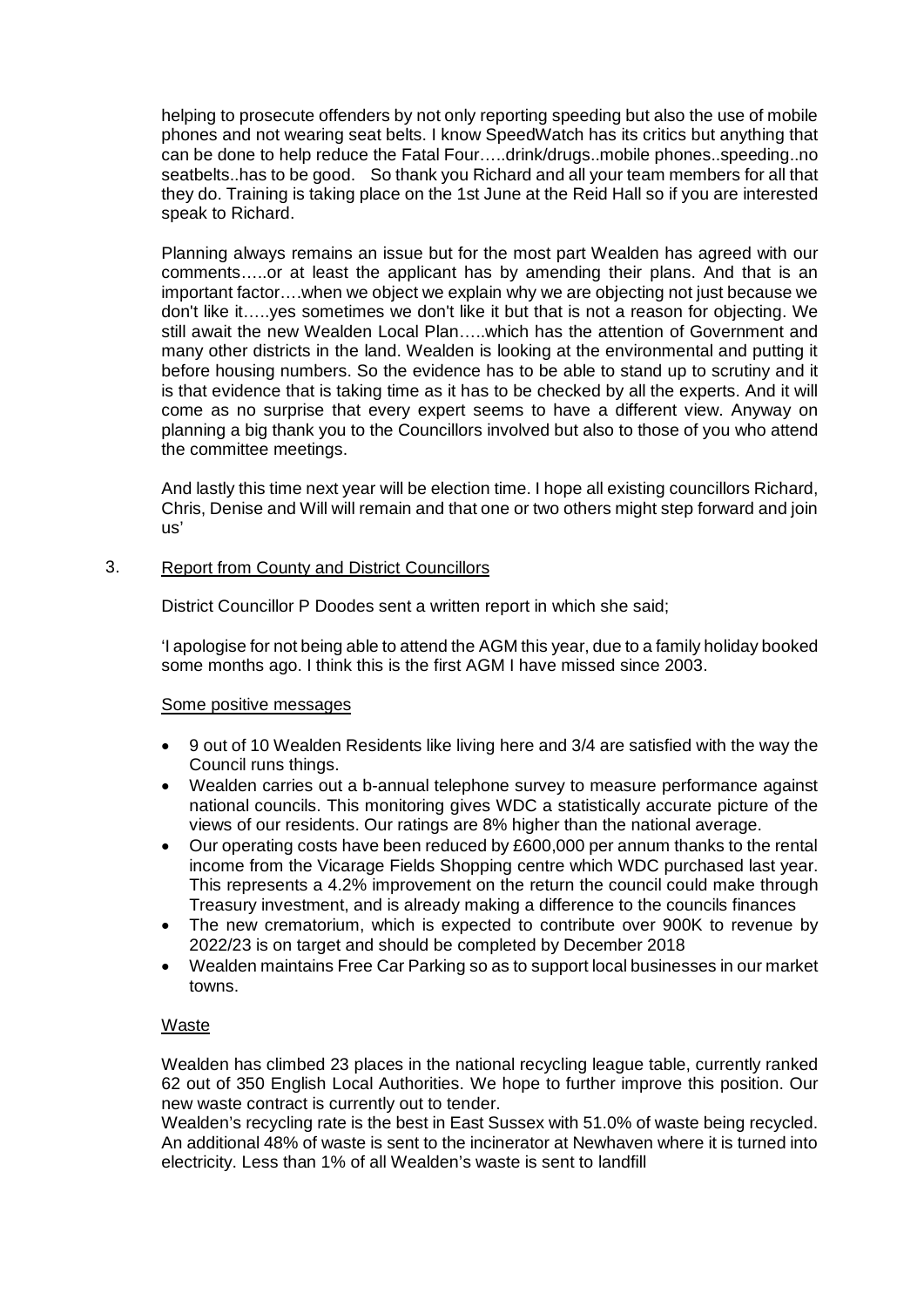helping to prosecute offenders by not only reporting speeding but also the use of mobile phones and not wearing seat belts. I know SpeedWatch has its critics but anything that can be done to help reduce the Fatal Four…..drink/drugs..mobile phones..speeding..no seatbelts..has to be good. So thank you Richard and all your team members for all that they do. Training is taking place on the 1st June at the Reid Hall so if you are interested speak to Richard.

Planning always remains an issue but for the most part Wealden has agreed with our comments…..or at least the applicant has by amending their plans. And that is an important factor….when we object we explain why we are objecting not just because we don't like it…..yes sometimes we don't like it but that is not a reason for objecting. We still await the new Wealden Local Plan…..which has the attention of Government and many other districts in the land. Wealden is looking at the environmental and putting it before housing numbers. So the evidence has to be able to stand up to scrutiny and it is that evidence that is taking time as it has to be checked by all the experts. And it will come as no surprise that every expert seems to have a different view. Anyway on planning a big thank you to the Councillors involved but also to those of you who attend the committee meetings.

And lastly this time next year will be election time. I hope all existing councillors Richard, Chris, Denise and Will will remain and that one or two others might step forward and join us'

3. Report from County and District Councillors

District Councillor P Doodes sent a written report in which she said;

'I apologise for not being able to attend the AGM this year, due to a family holiday booked some months ago. I think this is the first AGM I have missed since 2003.

Some positive messages

- 9 out of 10 Wealden Residents like living here and 3/4 are satisfied with the way the Council runs things.
- Wealden carries out a b-annual telephone survey to measure performance against national councils. This monitoring gives WDC a statistically accurate picture of the views of our residents. Our ratings are 8% higher than the national average.
- Our operating costs have been reduced by £600,000 per annum thanks to the rental income from the Vicarage Fields Shopping centre which WDC purchased last year. This represents a 4.2% improvement on the return the council could make through Treasury investment, and is already making a difference to the councils finances
- The new crematorium, which is expected to contribute over 900K to revenue by 2022/23 is on target and should be completed by December 2018
- Wealden maintains Free Car Parking so as to support local businesses in our market towns.

Waste

Wealden has climbed 23 places in the national recycling league table, currently ranked 62 out of 350 English Local Authorities. We hope to further improve this position. Our new waste contract is currently out to tender.
Wealden's recycling rate is the best in East Sussex with 51.0% of waste being recycled. An additional 48% of waste is sent to the incinerator at Newhaven where it is turned into electricity. Less than 1% of all Wealden's waste is sent to landfill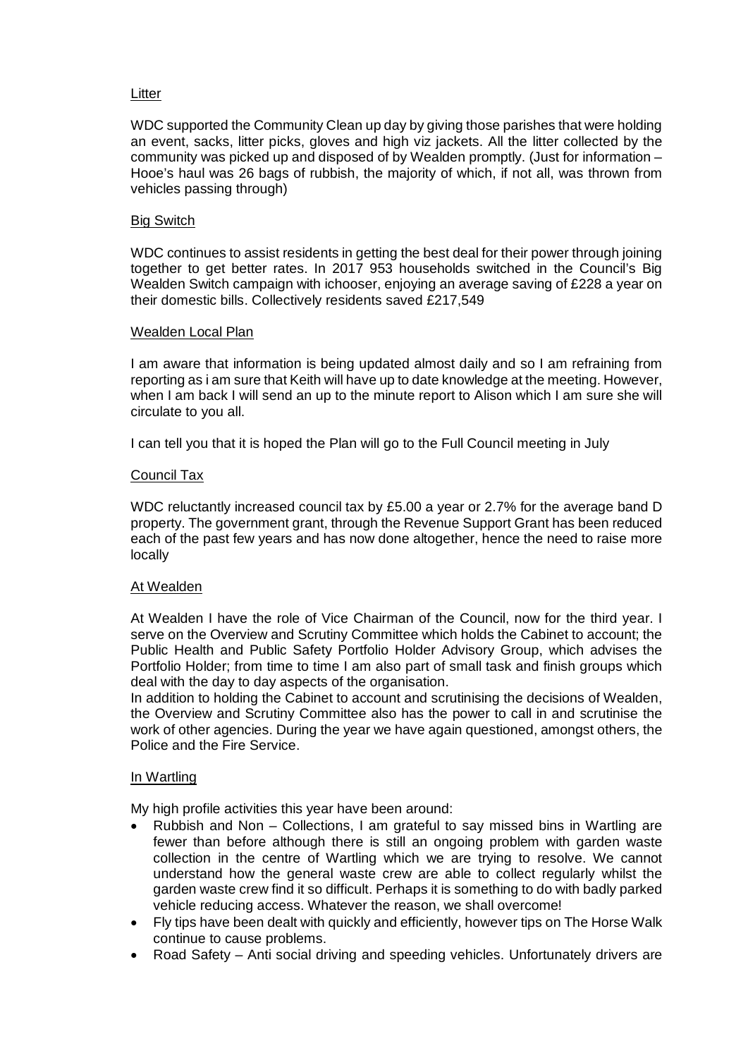## Litter

WDC supported the Community Clean up day by giving those parishes that were holding an event, sacks, litter picks, gloves and high viz jackets. All the litter collected by the community was picked up and disposed of by Wealden promptly. (Just for information – Hooe's haul was 26 bags of rubbish, the majority of which, if not all, was thrown from vehicles passing through)

## Big Switch

WDC continues to assist residents in getting the best deal for their power through joining together to get better rates. In 2017 953 households switched in the Council's Big Wealden Switch campaign with ichooser, enjoying an average saving of £228 a year on their domestic bills. Collectively residents saved £217,549

## Wealden Local Plan

I am aware that information is being updated almost daily and so I am refraining from reporting as i am sure that Keith will have up to date knowledge at the meeting. However, when I am back I will send an up to the minute report to Alison which I am sure she will circulate to you all.

I can tell you that it is hoped the Plan will go to the Full Council meeting in July

## Council Tax

WDC reluctantly increased council tax by £5.00 a year or 2.7% for the average band D property. The government grant, through the Revenue Support Grant has been reduced each of the past few years and has now done altogether, hence the need to raise more locally

## At Wealden

At Wealden I have the role of Vice Chairman of the Council, now for the third year. I serve on the Overview and Scrutiny Committee which holds the Cabinet to account; the Public Health and Public Safety Portfolio Holder Advisory Group, which advises the Portfolio Holder; from time to time I am also part of small task and finish groups which deal with the day to day aspects of the organisation.

In addition to holding the Cabinet to account and scrutinising the decisions of Wealden, the Overview and Scrutiny Committee also has the power to call in and scrutinise the work of other agencies. During the year we have again questioned, amongst others, the Police and the Fire Service.

## In Wartling

My high profile activities this year have been around:

- Rubbish and Non – Collections, I am grateful to say missed bins in Wartling are fewer than before although there is still an ongoing problem with garden waste collection in the centre of Wartling which we are trying to resolve. We cannot understand how the general waste crew are able to collect regularly whilst the garden waste crew find it so difficult. Perhaps it is something to do with badly parked vehicle reducing access. Whatever the reason, we shall overcome!
- Fly tips have been dealt with quickly and efficiently, however tips on The Horse Walk continue to cause problems.
- Road Safety – Anti social driving and speeding vehicles. Unfortunately drivers are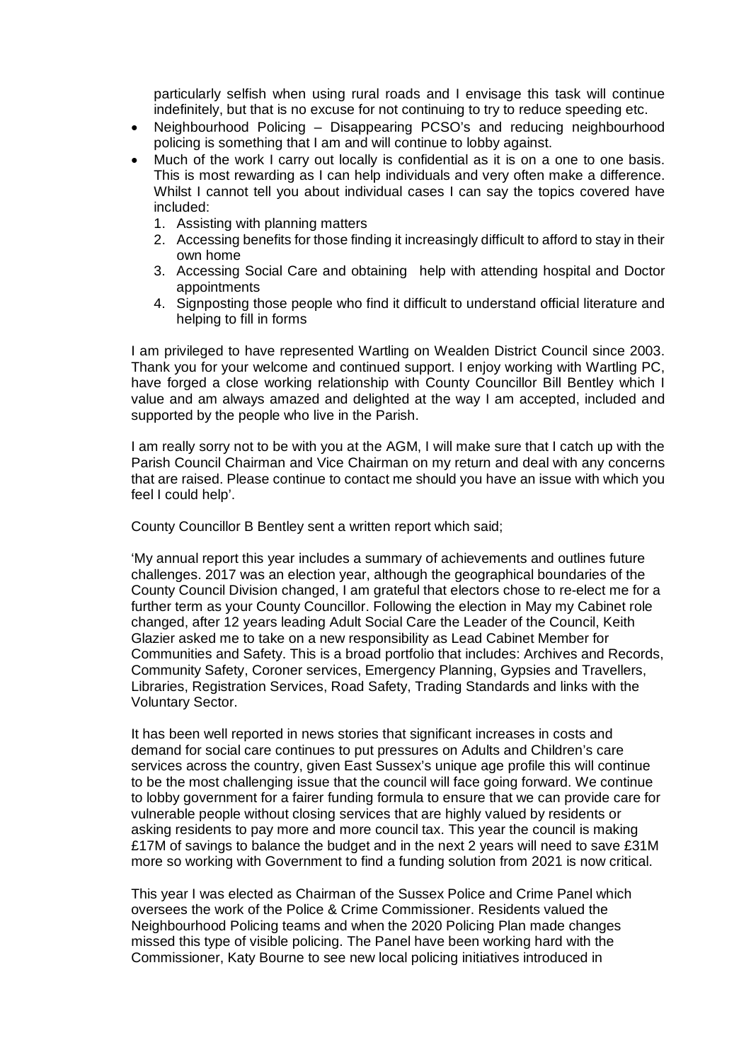particularly selfish when using rural roads and I envisage this task will continue indefinitely, but that is no excuse for not continuing to try to reduce speeding etc.

- Neighbourhood Policing – Disappearing PCSO's and reducing neighbourhood policing is something that I am and will continue to lobby against.
- Much of the work I carry out locally is confidential as it is on a one to one basis. This is most rewarding as I can help individuals and very often make a difference. Whilst I cannot tell you about individual cases I can say the topics covered have included:
  1. Assisting with planning matters
  2. Accessing benefits for those finding it increasingly difficult to afford to stay in their own home
  3. Accessing Social Care and obtaining help with attending hospital and Doctor appointments
  4. Signposting those people who find it difficult to understand official literature and helping to fill in forms

I am privileged to have represented Wartling on Wealden District Council since 2003. Thank you for your welcome and continued support. I enjoy working with Wartling PC, have forged a close working relationship with County Councillor Bill Bentley which I value and am always amazed and delighted at the way I am accepted, included and supported by the people who live in the Parish.

I am really sorry not to be with you at the AGM, I will make sure that I catch up with the Parish Council Chairman and Vice Chairman on my return and deal with any concerns that are raised. Please continue to contact me should you have an issue with which you feel I could help'.

County Councillor B Bentley sent a written report which said;

'My annual report this year includes a summary of achievements and outlines future challenges. 2017 was an election year, although the geographical boundaries of the County Council Division changed, I am grateful that electors chose to re-elect me for a further term as your County Councillor. Following the election in May my Cabinet role changed, after 12 years leading Adult Social Care the Leader of the Council, Keith Glazier asked me to take on a new responsibility as Lead Cabinet Member for Communities and Safety. This is a broad portfolio that includes: Archives and Records, Community Safety, Coroner services, Emergency Planning, Gypsies and Travellers, Libraries, Registration Services, Road Safety, Trading Standards and links with the Voluntary Sector.

It has been well reported in news stories that significant increases in costs and demand for social care continues to put pressures on Adults and Children's care services across the country, given East Sussex's unique age profile this will continue to be the most challenging issue that the council will face going forward. We continue to lobby government for a fairer funding formula to ensure that we can provide care for vulnerable people without closing services that are highly valued by residents or asking residents to pay more and more council tax. This year the council is making £17M of savings to balance the budget and in the next 2 years will need to save £31M more so working with Government to find a funding solution from 2021 is now critical.

This year I was elected as Chairman of the Sussex Police and Crime Panel which oversees the work of the Police & Crime Commissioner. Residents valued the Neighbourhood Policing teams and when the 2020 Policing Plan made changes missed this type of visible policing. The Panel have been working hard with the Commissioner, Katy Bourne to see new local policing initiatives introduced in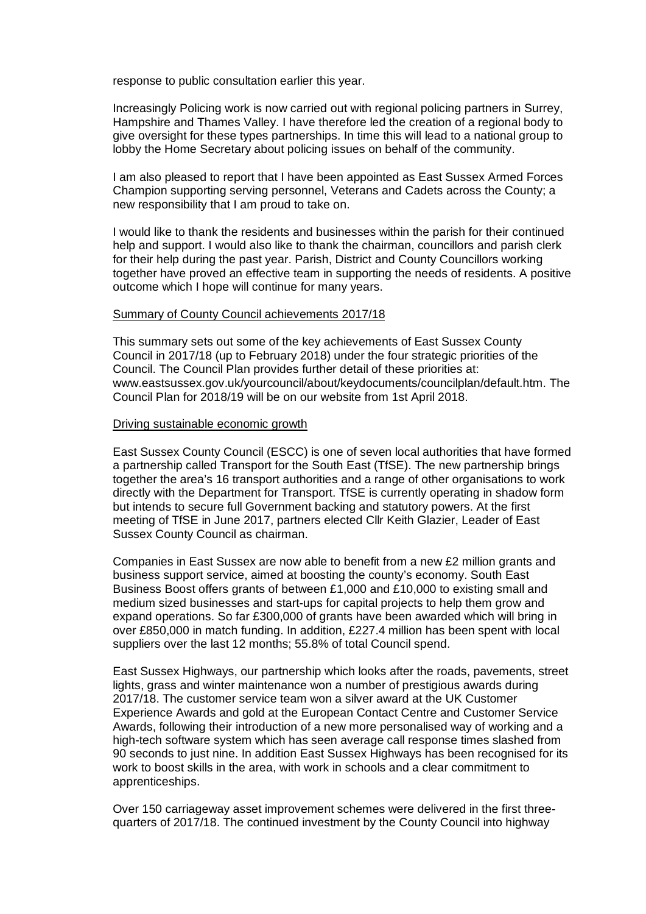response to public consultation earlier this year.

Increasingly Policing work is now carried out with regional policing partners in Surrey, Hampshire and Thames Valley. I have therefore led the creation of a regional body to give oversight for these types partnerships. In time this will lead to a national group to lobby the Home Secretary about policing issues on behalf of the community.

I am also pleased to report that I have been appointed as East Sussex Armed Forces Champion supporting serving personnel, Veterans and Cadets across the County; a new responsibility that I am proud to take on.

I would like to thank the residents and businesses within the parish for their continued help and support. I would also like to thank the chairman, councillors and parish clerk for their help during the past year. Parish, District and County Councillors working together have proved an effective team in supporting the needs of residents. A positive outcome which I hope will continue for many years.

<u>Summary of County Council achievements 2017/18</u>

This summary sets out some of the key achievements of East Sussex County Council in 2017/18 (up to February 2018) under the four strategic priorities of the Council. The Council Plan provides further detail of these priorities at: www.eastsussex.gov.uk/yourcouncil/about/keydocuments/councilplan/default.htm. The Council Plan for 2018/19 will be on our website from 1st April 2018.

<u>Driving sustainable economic growth</u>

East Sussex County Council (ESCC) is one of seven local authorities that have formed a partnership called Transport for the South East (TfSE). The new partnership brings together the area's 16 transport authorities and a range of other organisations to work directly with the Department for Transport. TfSE is currently operating in shadow form but intends to secure full Government backing and statutory powers. At the first meeting of TfSE in June 2017, partners elected Cllr Keith Glazier, Leader of East Sussex County Council as chairman.

Companies in East Sussex are now able to benefit from a new £2 million grants and business support service, aimed at boosting the county's economy. South East Business Boost offers grants of between £1,000 and £10,000 to existing small and medium sized businesses and start-ups for capital projects to help them grow and expand operations. So far £300,000 of grants have been awarded which will bring in over £850,000 in match funding. In addition, £227.4 million has been spent with local suppliers over the last 12 months; 55.8% of total Council spend.

East Sussex Highways, our partnership which looks after the roads, pavements, street lights, grass and winter maintenance won a number of prestigious awards during 2017/18. The customer service team won a silver award at the UK Customer Experience Awards and gold at the European Contact Centre and Customer Service Awards, following their introduction of a new more personalised way of working and a high-tech software system which has seen average call response times slashed from 90 seconds to just nine. In addition East Sussex Highways has been recognised for its work to boost skills in the area, with work in schools and a clear commitment to apprenticeships.

Over 150 carriageway asset improvement schemes were delivered in the first three-quarters of 2017/18. The continued investment by the County Council into highway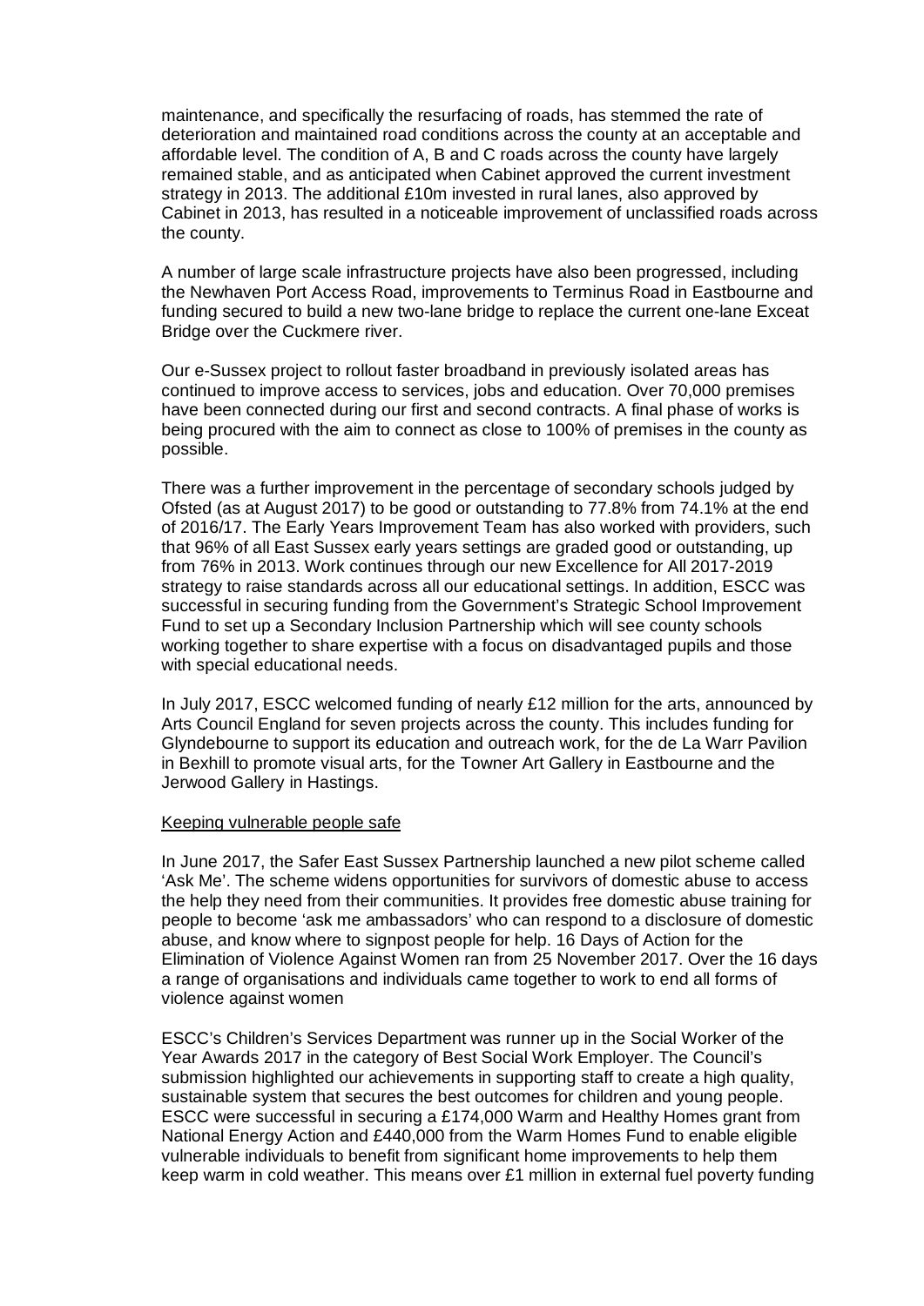maintenance, and specifically the resurfacing of roads, has stemmed the rate of deterioration and maintained road conditions across the county at an acceptable and affordable level. The condition of A, B and C roads across the county have largely remained stable, and as anticipated when Cabinet approved the current investment strategy in 2013. The additional £10m invested in rural lanes, also approved by Cabinet in 2013, has resulted in a noticeable improvement of unclassified roads across the county.

A number of large scale infrastructure projects have also been progressed, including the Newhaven Port Access Road, improvements to Terminus Road in Eastbourne and funding secured to build a new two-lane bridge to replace the current one-lane Exceat Bridge over the Cuckmere river.

Our e-Sussex project to rollout faster broadband in previously isolated areas has continued to improve access to services, jobs and education. Over 70,000 premises have been connected during our first and second contracts. A final phase of works is being procured with the aim to connect as close to 100% of premises in the county as possible.

There was a further improvement in the percentage of secondary schools judged by Ofsted (as at August 2017) to be good or outstanding to 77.8% from 74.1% at the end of 2016/17. The Early Years Improvement Team has also worked with providers, such that 96% of all East Sussex early years settings are graded good or outstanding, up from 76% in 2013. Work continues through our new Excellence for All 2017-2019 strategy to raise standards across all our educational settings. In addition, ESCC was successful in securing funding from the Government's Strategic School Improvement Fund to set up a Secondary Inclusion Partnership which will see county schools working together to share expertise with a focus on disadvantaged pupils and those with special educational needs.

In July 2017, ESCC welcomed funding of nearly £12 million for the arts, announced by Arts Council England for seven projects across the county. This includes funding for Glyndebourne to support its education and outreach work, for the de La Warr Pavilion in Bexhill to promote visual arts, for the Towner Art Gallery in Eastbourne and the Jerwood Gallery in Hastings.

Keeping vulnerable people safe

In June 2017, the Safer East Sussex Partnership launched a new pilot scheme called 'Ask Me'. The scheme widens opportunities for survivors of domestic abuse to access the help they need from their communities. It provides free domestic abuse training for people to become 'ask me ambassadors' who can respond to a disclosure of domestic abuse, and know where to signpost people for help. 16 Days of Action for the Elimination of Violence Against Women ran from 25 November 2017. Over the 16 days a range of organisations and individuals came together to work to end all forms of violence against women

ESCC's Children's Services Department was runner up in the Social Worker of the Year Awards 2017 in the category of Best Social Work Employer. The Council's submission highlighted our achievements in supporting staff to create a high quality, sustainable system that secures the best outcomes for children and young people. ESCC were successful in securing a £174,000 Warm and Healthy Homes grant from National Energy Action and £440,000 from the Warm Homes Fund to enable eligible vulnerable individuals to benefit from significant home improvements to help them keep warm in cold weather. This means over £1 million in external fuel poverty funding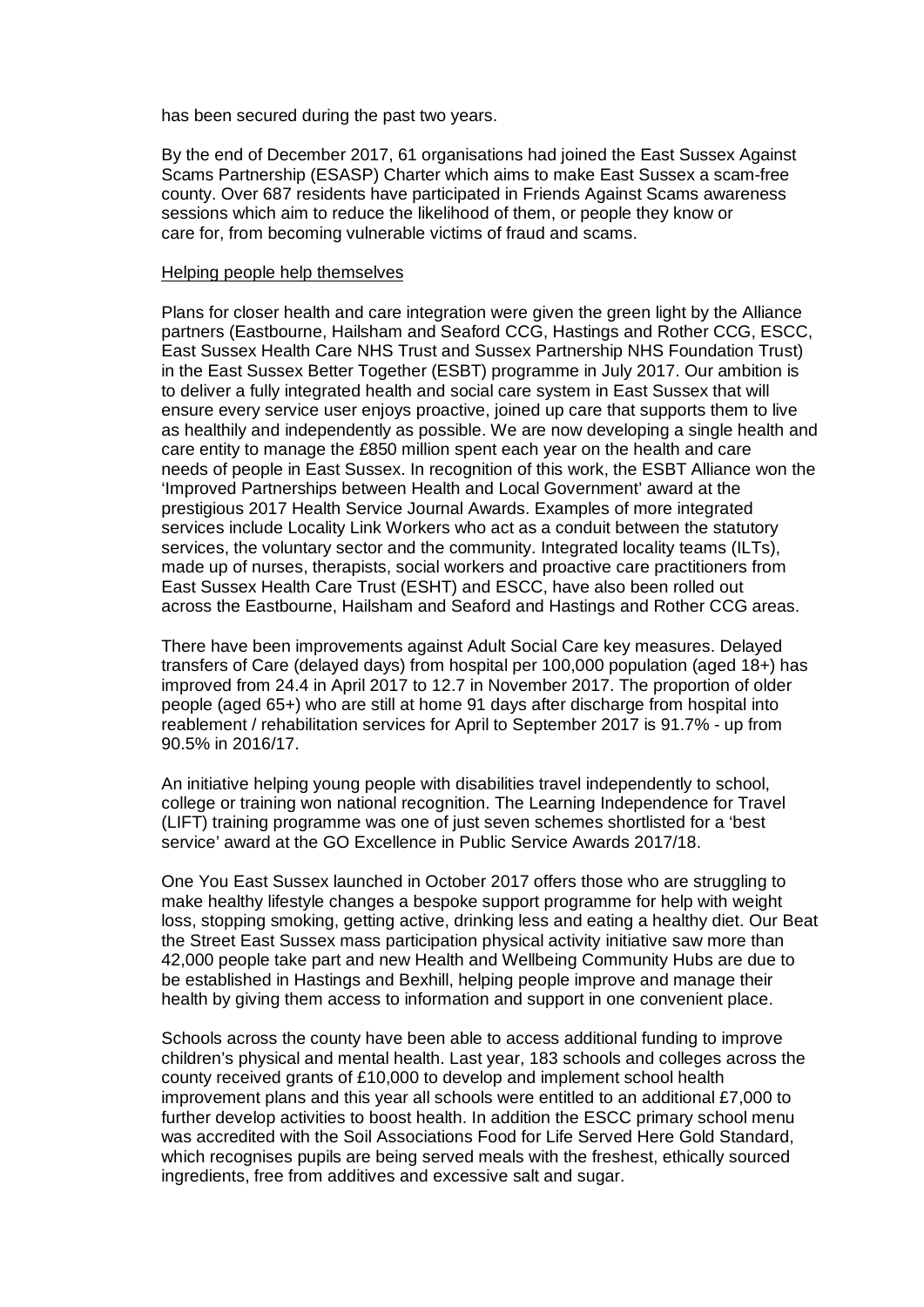has been secured during the past two years.

By the end of December 2017, 61 organisations had joined the East Sussex Against Scams Partnership (ESASP) Charter which aims to make East Sussex a scam-free county. Over 687 residents have participated in Friends Against Scams awareness sessions which aim to reduce the likelihood of them, or people they know or care for, from becoming vulnerable victims of fraud and scams.

Helping people help themselves

Plans for closer health and care integration were given the green light by the Alliance partners (Eastbourne, Hailsham and Seaford CCG, Hastings and Rother CCG, ESCC, East Sussex Health Care NHS Trust and Sussex Partnership NHS Foundation Trust) in the East Sussex Better Together (ESBT) programme in July 2017. Our ambition is to deliver a fully integrated health and social care system in East Sussex that will ensure every service user enjoys proactive, joined up care that supports them to live as healthily and independently as possible. We are now developing a single health and care entity to manage the £850 million spent each year on the health and care needs of people in East Sussex. In recognition of this work, the ESBT Alliance won the 'Improved Partnerships between Health and Local Government' award at the prestigious 2017 Health Service Journal Awards. Examples of more integrated services include Locality Link Workers who act as a conduit between the statutory services, the voluntary sector and the community. Integrated locality teams (ILTs), made up of nurses, therapists, social workers and proactive care practitioners from East Sussex Health Care Trust (ESHT) and ESCC, have also been rolled out across the Eastbourne, Hailsham and Seaford and Hastings and Rother CCG areas.

There have been improvements against Adult Social Care key measures. Delayed transfers of Care (delayed days) from hospital per 100,000 population (aged 18+) has improved from 24.4 in April 2017 to 12.7 in November 2017. The proportion of older people (aged 65+) who are still at home 91 days after discharge from hospital into reablement / rehabilitation services for April to September 2017 is 91.7% - up from 90.5% in 2016/17.

An initiative helping young people with disabilities travel independently to school, college or training won national recognition. The Learning Independence for Travel (LIFT) training programme was one of just seven schemes shortlisted for a 'best service' award at the GO Excellence in Public Service Awards 2017/18.

One You East Sussex launched in October 2017 offers those who are struggling to make healthy lifestyle changes a bespoke support programme for help with weight loss, stopping smoking, getting active, drinking less and eating a healthy diet. Our Beat the Street East Sussex mass participation physical activity initiative saw more than 42,000 people take part and new Health and Wellbeing Community Hubs are due to be established in Hastings and Bexhill, helping people improve and manage their health by giving them access to information and support in one convenient place.

Schools across the county have been able to access additional funding to improve children's physical and mental health. Last year, 183 schools and colleges across the county received grants of £10,000 to develop and implement school health improvement plans and this year all schools were entitled to an additional £7,000 to further develop activities to boost health. In addition the ESCC primary school menu was accredited with the Soil Associations Food for Life Served Here Gold Standard, which recognises pupils are being served meals with the freshest, ethically sourced ingredients, free from additives and excessive salt and sugar.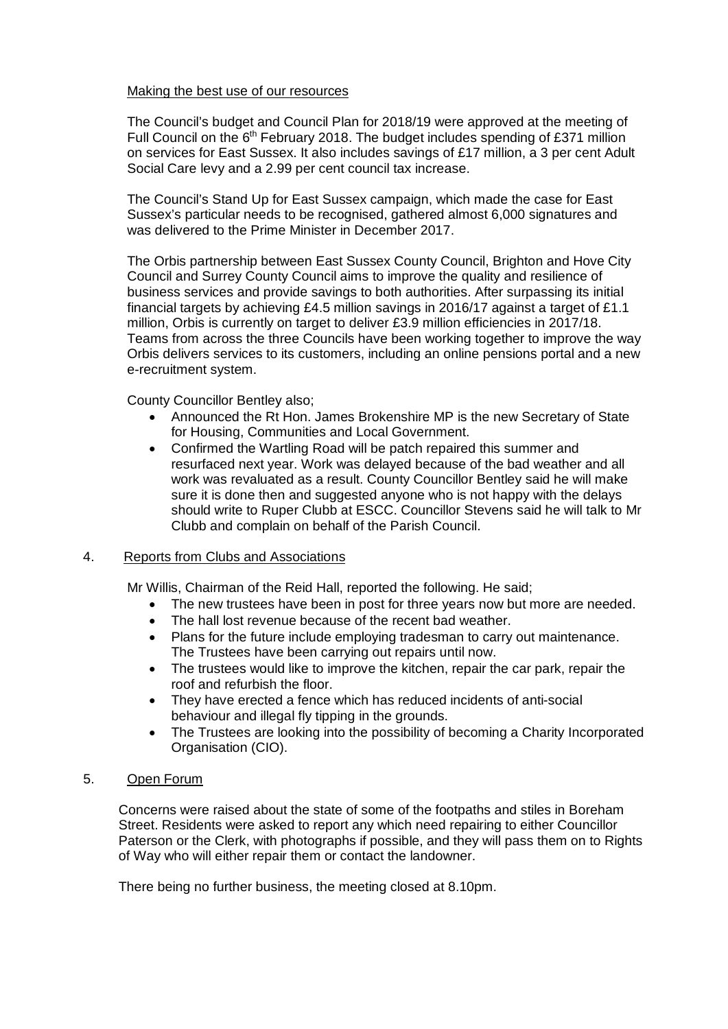Making the best use of our resources

The Council's budget and Council Plan for 2018/19 were approved at the meeting of Full Council on the 6th February 2018. The budget includes spending of £371 million on services for East Sussex. It also includes savings of £17 million, a 3 per cent Adult Social Care levy and a 2.99 per cent council tax increase.

The Council's Stand Up for East Sussex campaign, which made the case for East Sussex's particular needs to be recognised, gathered almost 6,000 signatures and was delivered to the Prime Minister in December 2017.

The Orbis partnership between East Sussex County Council, Brighton and Hove City Council and Surrey County Council aims to improve the quality and resilience of business services and provide savings to both authorities. After surpassing its initial financial targets by achieving £4.5 million savings in 2016/17 against a target of £1.1 million, Orbis is currently on target to deliver £3.9 million efficiencies in 2017/18. Teams from across the three Councils have been working together to improve the way Orbis delivers services to its customers, including an online pensions portal and a new e-recruitment system.

County Councillor Bentley also;

- Announced the Rt Hon. James Brokenshire MP is the new Secretary of State for Housing, Communities and Local Government.
- Confirmed the Wartling Road will be patch repaired this summer and resurfaced next year. Work was delayed because of the bad weather and all work was revaluated as a result. County Councillor Bentley said he will make sure it is done then and suggested anyone who is not happy with the delays should write to Ruper Clubb at ESCC. Councillor Stevens said he will talk to Mr Clubb and complain on behalf of the Parish Council.

4. Reports from Clubs and Associations

Mr Willis, Chairman of the Reid Hall, reported the following. He said;

- The new trustees have been in post for three years now but more are needed.
- The hall lost revenue because of the recent bad weather.
- Plans for the future include employing tradesman to carry out maintenance. The Trustees have been carrying out repairs until now.
- The trustees would like to improve the kitchen, repair the car park, repair the roof and refurbish the floor.
- They have erected a fence which has reduced incidents of anti-social behaviour and illegal fly tipping in the grounds.
- The Trustees are looking into the possibility of becoming a Charity Incorporated Organisation (CIO).

5. Open Forum

Concerns were raised about the state of some of the footpaths and stiles in Boreham Street. Residents were asked to report any which need repairing to either Councillor Paterson or the Clerk, with photographs if possible, and they will pass them on to Rights of Way who will either repair them or contact the landowner.

There being no further business, the meeting closed at 8.10pm.